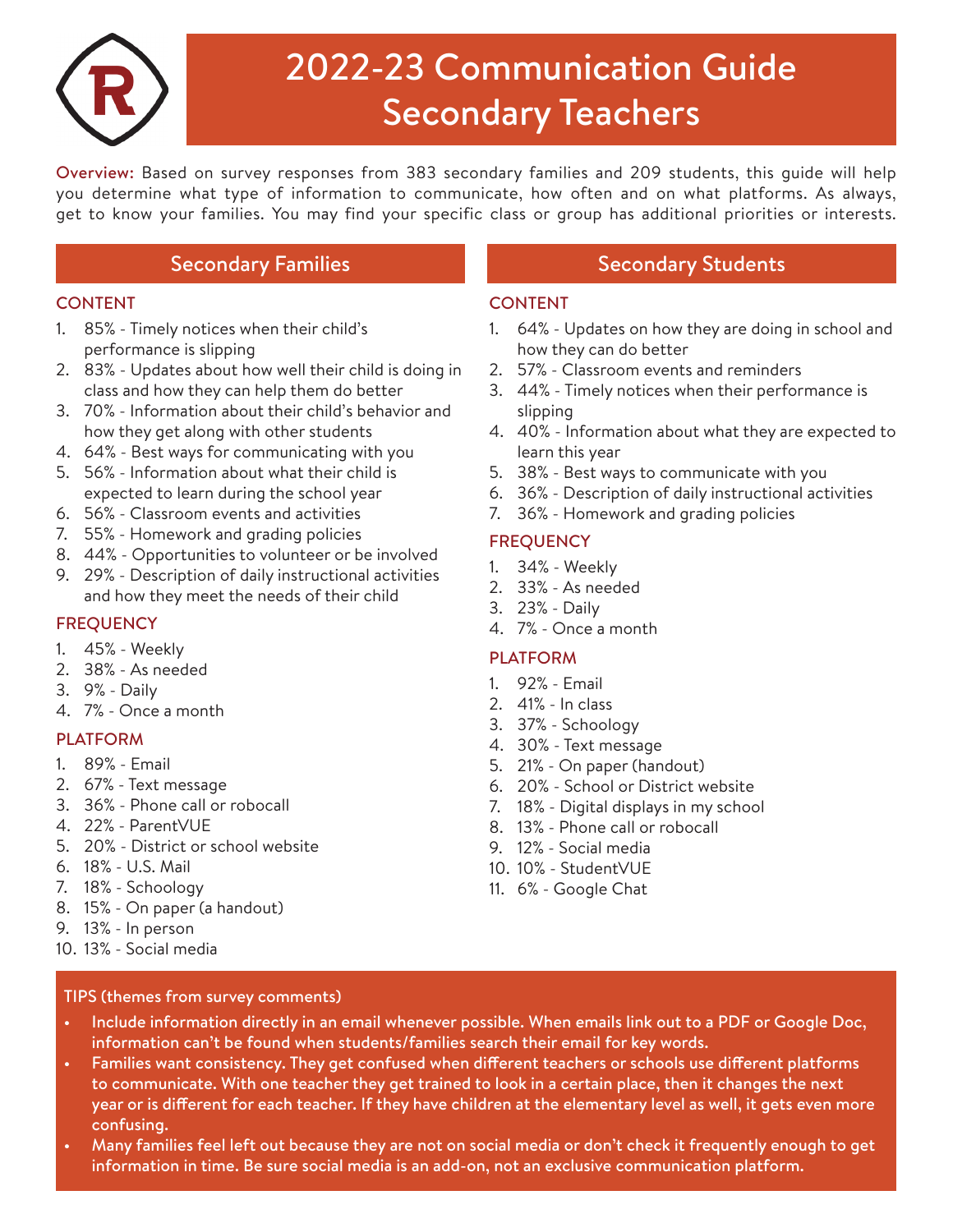# 2022-23 Communication Guide Secondary Teachers

**Overview:** Based on survey responses from 383 secondary families and 209 students, this guide will help you determine what type of information to communicate, how often and on what platforms. As always, get to know your families. You may find your specific class or group has additional priorities or interests.

## Secondary Families

### CONTENT

1. 85% - Timely notices when their child's performance is slipping
2. 83% - Updates about how well their child is doing in class and how they can help them do better
3. 70% - Information about their child's behavior and how they get along with other students
4. 64% - Best ways for communicating with you
5. 56% - Information about what their child is expected to learn during the school year
6. 56% - Classroom events and activities
7. 55% - Homework and grading policies
8. 44% - Opportunities to volunteer or be involved
9. 29% - Description of daily instructional activities and how they meet the needs of their child

### FREQUENCY

1. 45% - Weekly
2. 38% - As needed
3. 9% - Daily
4. 7% - Once a month

### PLATFORM

1. 89% - Email
2. 67% - Text message
3. 36% - Phone call or robocall
4. 22% - ParentVUE
5. 20% - District or school website
6. 18% - U.S. Mail
7. 18% - Schoology
8. 15% - On paper (a handout)
9. 13% - In person
10. 13% - Social media

## Secondary Students

### CONTENT

1. 64% - Updates on how they are doing in school and how they can do better
2. 57% - Classroom events and reminders
3. 44% - Timely notices when their performance is slipping
4. 40% - Information about what they are expected to learn this year
5. 38% - Best ways to communicate with you
6. 36% - Description of daily instructional activities
7. 36% - Homework and grading policies

### FREQUENCY

1. 34% - Weekly
2. 33% - As needed
3. 23% - Daily
4. 7% - Once a month

### PLATFORM

1. 92% - Email
2. 41% - In class
3. 37% - Schoology
4. 30% - Text message
5. 21% - On paper (handout)
6. 20% - School or District website
7. 18% - Digital displays in my school
8. 13% - Phone call or robocall
9. 12% - Social media
10. 10% - StudentVUE
11. 6% - Google Chat

### TIPS (themes from survey comments)

- Include information directly in an email whenever possible. When emails link out to a PDF or Google Doc, information can't be found when students/families search their email for key words.
- Families want consistency. They get confused when different teachers or schools use different platforms to communicate. With one teacher they get trained to look in a certain place, then it changes the next year or is different for each teacher. If they have children at the elementary level as well, it gets even more confusing.
- Many families feel left out because they are not on social media or don't check it frequently enough to get information in time. Be sure social media is an add-on, not an exclusive communication platform.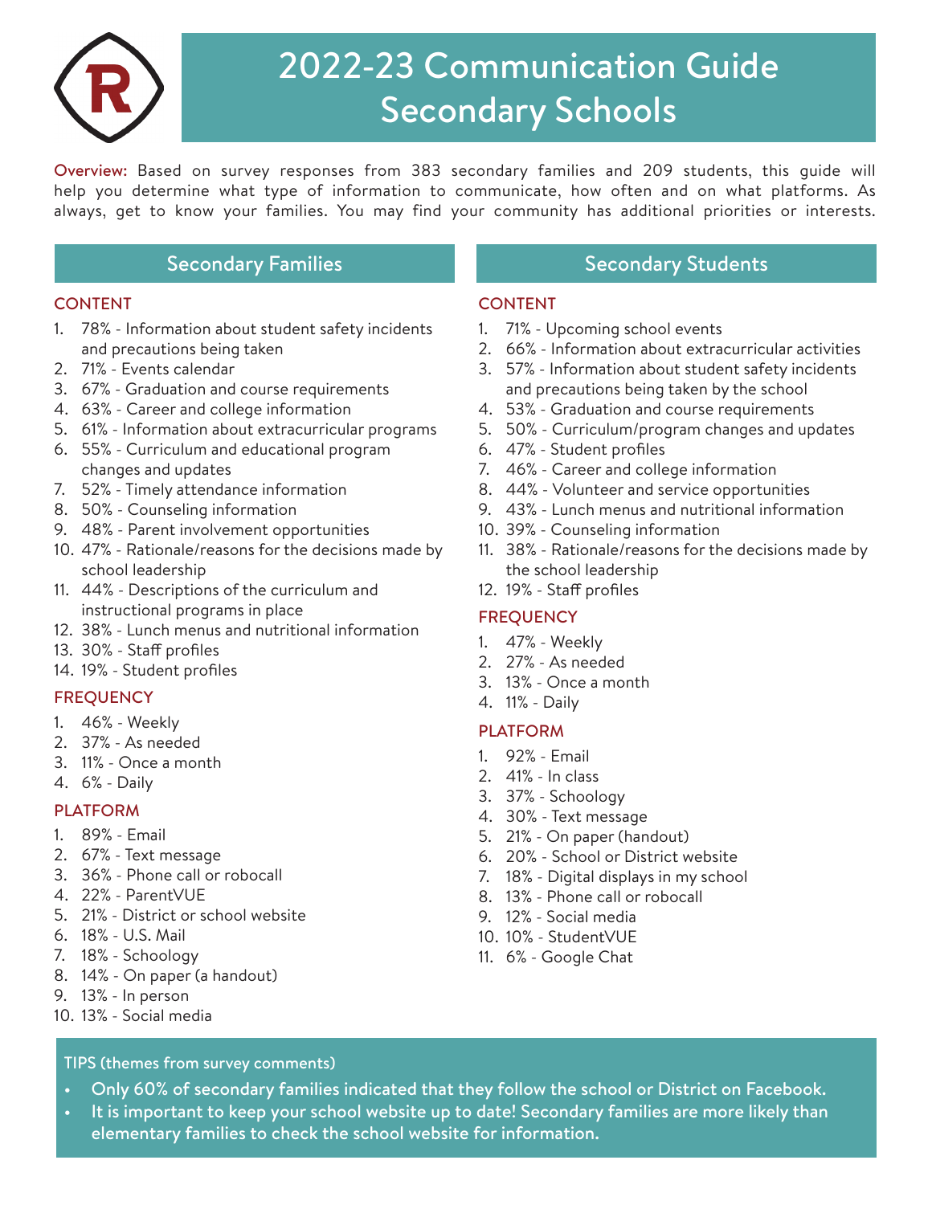# 2022-23 Communication Guide Secondary Schools

**Overview:** Based on survey responses from 383 secondary families and 209 students, this guide will help you determine what type of information to communicate, how often and on what platforms. As always, get to know your families. You may find your community has additional priorities or interests.

## Secondary Families

### CONTENT

1. 78% - Information about student safety incidents and precautions being taken
2. 71% - Events calendar
3. 67% - Graduation and course requirements
4. 63% - Career and college information
5. 61% - Information about extracurricular programs
6. 55% - Curriculum and educational program changes and updates
7. 52% - Timely attendance information
8. 50% - Counseling information
9. 48% - Parent involvement opportunities
10. 47% - Rationale/reasons for the decisions made by school leadership
11. 44% - Descriptions of the curriculum and instructional programs in place
12. 38% - Lunch menus and nutritional information
13. 30% - Staff profiles
14. 19% - Student profiles

### FREQUENCY

1. 46% - Weekly
2. 37% - As needed
3. 11% - Once a month
4. 6% - Daily

### PLATFORM

1. 89% - Email
2. 67% - Text message
3. 36% - Phone call or robocall
4. 22% - ParentVUE
5. 21% - District or school website
6. 18% - U.S. Mail
7. 18% - Schoology
8. 14% - On paper (a handout)
9. 13% - In person
10. 13% - Social media

## Secondary Students

### CONTENT

1. 71% - Upcoming school events
2. 66% - Information about extracurricular activities
3. 57% - Information about student safety incidents and precautions being taken by the school
4. 53% - Graduation and course requirements
5. 50% - Curriculum/program changes and updates
6. 47% - Student profiles
7. 46% - Career and college information
8. 44% - Volunteer and service opportunities
9. 43% - Lunch menus and nutritional information
10. 39% - Counseling information
11. 38% - Rationale/reasons for the decisions made by the school leadership
12. 19% - Staff profiles

### FREQUENCY

1. 47% - Weekly
2. 27% - As needed
3. 13% - Once a month
4. 11% - Daily

### PLATFORM

1. 92% - Email
2. 41% - In class
3. 37% - Schoology
4. 30% - Text message
5. 21% - On paper (handout)
6. 20% - School or District website
7. 18% - Digital displays in my school
8. 13% - Phone call or robocall
9. 12% - Social media
10. 10% - StudentVUE
11. 6% - Google Chat

## TIPS (themes from survey comments)

- Only 60% of secondary families indicated that they follow the school or District on Facebook.
- It is important to keep your school website up to date! Secondary families are more likely than elementary families to check the school website for information.